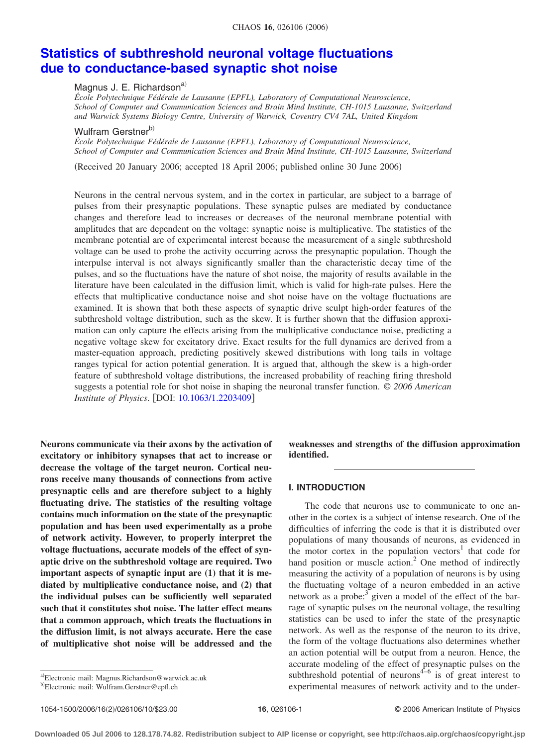# Statistics of subthreshold neuronal voltage fluctuations due to conductance-based synaptic shot noise

Magnus J. E. Richardson[a)]

*École Polytechnique Fédérale de Lausanne (EPFL), Laboratory of Computational Neuroscience, School of Computer and Communication Sciences and Brain Mind Institute, CH-1015 Lausanne, Switzerland and Warwick Systems Biology Centre, University of Warwick, Coventry CV4 7AL, United Kingdom*

Wulfram Gerstner[b)]

*École Polytechnique Fédérale de Lausanne (EPFL), Laboratory of Computational Neuroscience, School of Computer and Communication Sciences and Brain Mind Institute, CH-1015 Lausanne, Switzerland*

(Received 20 January 2006; accepted 18 April 2006; published online 30 June 2006)

Neurons in the central nervous system, and in the cortex in particular, are subject to a barrage of pulses from their presynaptic populations. These synaptic pulses are mediated by conductance changes and therefore lead to increases or decreases of the neuronal membrane potential with amplitudes that are dependent on the voltage: synaptic noise is multiplicative. The statistics of the membrane potential are of experimental interest because the measurement of a single subthreshold voltage can be used to probe the activity occurring across the presynaptic population. Though the interpulse interval is not always significantly smaller than the characteristic decay time of the pulses, and so the fluctuations have the nature of shot noise, the majority of results available in the literature have been calculated in the diffusion limit, which is valid for high-rate pulses. Here the effects that multiplicative conductance noise and shot noise have on the voltage fluctuations are examined. It is shown that both these aspects of synaptic drive sculpt high-order features of the subthreshold voltage distribution, such as the skew. It is further shown that the diffusion approximation can only capture the effects arising from the multiplicative conductance noise, predicting a negative voltage skew for excitatory drive. Exact results for the full dynamics are derived from a master-equation approach, predicting positively skewed distributions with long tails in voltage ranges typical for action potential generation. It is argued that, although the skew is a high-order feature of subthreshold voltage distributions, the increased probability of reaching firing threshold suggests a potential role for shot noise in shaping the neuronal transfer function. *© 2006 American Institute of Physics*. [DOI: 10.1063/1.2203409]

**Neurons communicate via their axons by the activation of excitatory or inhibitory synapses that act to increase or decrease the voltage of the target neuron. Cortical neurons receive many thousands of connections from active presynaptic cells and are therefore subject to a highly fluctuating drive. The statistics of the resulting voltage contains much information on the state of the presynaptic population and has been used experimentally as a probe of network activity. However, to properly interpret the voltage fluctuations, accurate models of the effect of synaptic drive on the subthreshold voltage are required. Two important aspects of synaptic input are (1) that it is mediated by multiplicative conductance noise, and (2) that the individual pulses can be sufficiently well separated such that it constitutes shot noise. The latter effect means that a common approach, which treats the fluctuations in the diffusion limit, is not always accurate. Here the case of multiplicative shot noise will be addressed and the weaknesses and strengths of the diffusion approximation identified.**

## I. INTRODUCTION

The code that neurons use to communicate to one another in the cortex is a subject of intense research. One of the difficulties of inferring the code is that it is distributed over populations of many thousands of neurons, as evidenced in the motor cortex in the population vectors[1] that code for hand position or muscle action.[2] One method of indirectly measuring the activity of a population of neurons is by using the fluctuating voltage of a neuron embedded in an active network as a probe:[3] given a model of the effect of the barrage of synaptic pulses on the neuronal voltage, the resulting statistics can be used to infer the state of the presynaptic network. As well as the response of the neuron to its drive, the form of the voltage fluctuations also determines whether an action potential will be output from a neuron. Hence, the accurate modeling of the effect of presynaptic pulses on the subthreshold potential of neurons[4–6] is of great interest to experimental measures of network activity and to the under-

a)Electronic mail: Magnus.Richardson@warwick.ac.uk

b)Electronic mail: Wulfram.Gerstner@epfl.ch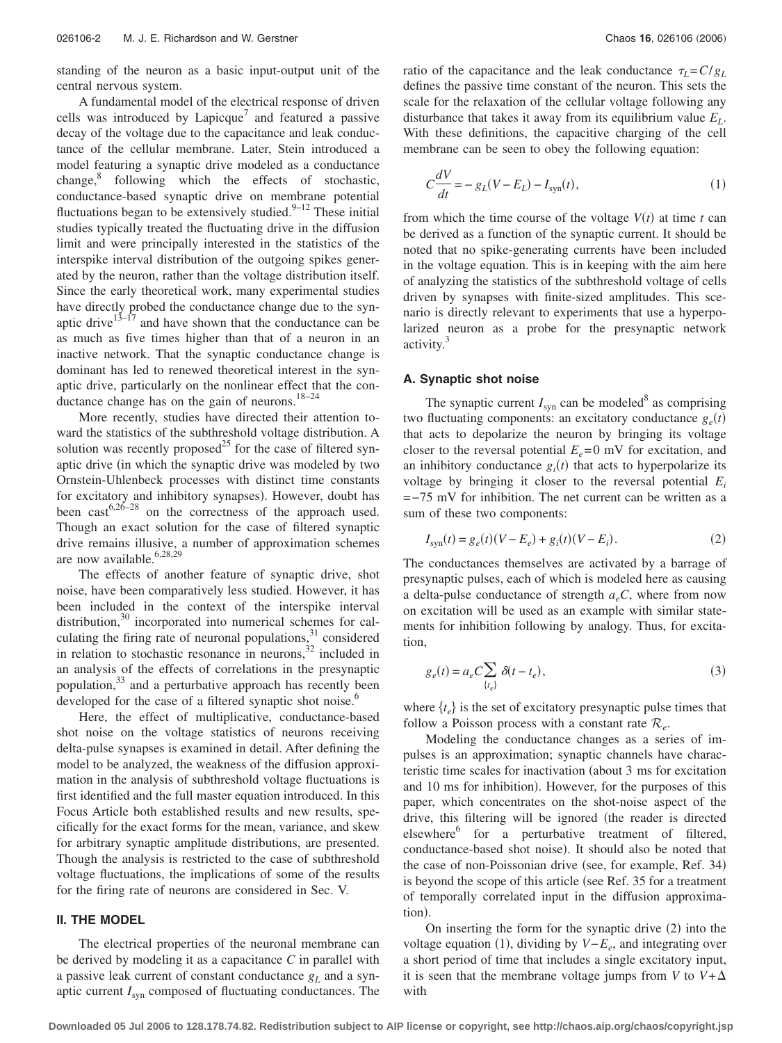standing of the neuron as a basic input-output unit of the central nervous system.

A fundamental model of the electrical response of driven cells was introduced by Lapicque[7] and featured a passive decay of the voltage due to the capacitance and leak conductance of the cellular membrane. Later, Stein introduced a model featuring a synaptic drive modeled as a conductance change,[8] following which the effects of stochastic, conductance-based synaptic drive on membrane potential fluctuations began to be extensively studied.[9–12] These initial studies typically treated the fluctuating drive in the diffusion limit and were principally interested in the statistics of the interspike interval distribution of the outgoing spikes generated by the neuron, rather than the voltage distribution itself. Since the early theoretical work, many experimental studies have directly probed the conductance change due to the synaptic drive[13–17] and have shown that the conductance can be as much as five times higher than that of a neuron in an inactive network. That the synaptic conductance change is dominant has led to renewed theoretical interest in the synaptic drive, particularly on the nonlinear effect that the conductance change has on the gain of neurons.[18–24]

More recently, studies have directed their attention toward the statistics of the subthreshold voltage distribution. A solution was recently proposed[25] for the case of filtered synaptic drive (in which the synaptic drive was modeled by two Ornstein-Uhlenbeck processes with distinct time constants for excitatory and inhibitory synapses). However, doubt has been cast[6,26–28] on the correctness of the approach used. Though an exact solution for the case of filtered synaptic drive remains illusive, a number of approximation schemes are now available.[6,28,29]

The effects of another feature of synaptic drive, shot noise, have been comparatively less studied. However, it has been included in the context of the interspike interval distribution,[30] incorporated into numerical schemes for calculating the firing rate of neuronal populations,[31] considered in relation to stochastic resonance in neurons,[32] included in an analysis of the effects of correlations in the presynaptic population,[33] and a perturbative approach has recently been developed for the case of a filtered synaptic shot noise.[6]

Here, the effect of multiplicative, conductance-based shot noise on the voltage statistics of neurons receiving delta-pulse synapses is examined in detail. After defining the model to be analyzed, the weakness of the diffusion approximation in the analysis of subthreshold voltage fluctuations is first identified and the full master equation introduced. In this Focus Article both established results and new results, specifically for the exact forms for the mean, variance, and skew for arbitrary synaptic amplitude distributions, are presented. Though the analysis is restricted to the case of subthreshold voltage fluctuations, the implications of some of the results for the firing rate of neurons are considered in Sec. V.

## II. THE MODEL

The electrical properties of the neuronal membrane can be derived by modeling it as a capacitance $C$ in parallel with a passive leak current of constant conductance $g_L$ and a synaptic current $I_{\text{syn}}$ composed of fluctuating conductances. The ratio of the capacitance and the leak conductance $\tau_L = C/g_L$ defines the passive time constant of the neuron. This sets the scale for the relaxation of the cellular voltage following any disturbance that takes it away from its equilibrium value $E_L$. With these definitions, the capacitive charging of the cell membrane can be seen to obey the following equation:

$$C\frac{dV}{dt} = -g_L(V - E_L) - I_{\text{syn}}(t), \tag{1}$$

from which the time course of the voltage $V(t)$ at time $t$ can be derived as a function of the synaptic current. It should be noted that no spike-generating currents have been included in the voltage equation. This is in keeping with the aim here of analyzing the statistics of the subthreshold voltage of cells driven by synapses with finite-sized amplitudes. This scenario is directly relevant to experiments that use a hyperpolarized neuron as a probe for the presynaptic network activity.[3]

### A. Synaptic shot noise

The synaptic current $I_{\text{syn}}$ can be modeled[8] as comprising two fluctuating components: an excitatory conductance $g_e(t)$ that acts to depolarize the neuron by bringing its voltage closer to the reversal potential $E_e = 0$ mV for excitation, and an inhibitory conductance $g_i(t)$ that acts to hyperpolarize its voltage by bringing it closer to the reversal potential $E_i = -75$ mV for inhibition. The net current can be written as a sum of these two components:

$$I_{\text{syn}}(t) = g_e(t)(V - E_e) + g_i(t)(V - E_i). \tag{2}$$

The conductances themselves are activated by a barrage of presynaptic pulses, each of which is modeled here as causing a delta-pulse conductance of strength $a_eC$, where from now on excitation will be used as an example with similar statements for inhibition following by analogy. Thus, for excitation,

$$g_e(t) = a_eC\sum_{\{t_e\}} \delta(t - t_e), \tag{3}$$

where $\{t_e\}$ is the set of excitatory presynaptic pulse times that follow a Poisson process with a constant rate $\mathcal{R}_e$.

Modeling the conductance changes as a series of impulses is an approximation; synaptic channels have characteristic time scales for inactivation (about 3 ms for excitation and 10 ms for inhibition). However, for the purposes of this paper, which concentrates on the shot-noise aspect of the drive, this filtering will be ignored (the reader is directed elsewhere[6] for a perturbative treatment of filtered, conductance-based shot noise). It should also be noted that the case of non-Poissonian drive (see, for example, Ref. 34) is beyond the scope of this article (see Ref. 35 for a treatment of temporally correlated input in the diffusion approximation).

On inserting the form for the synaptic drive (2) into the voltage equation (1), dividing by $V - E_e$, and integrating over a short period of time that includes a single excitatory input, it is seen that the membrane voltage jumps from $V$ to $V + \Delta$ with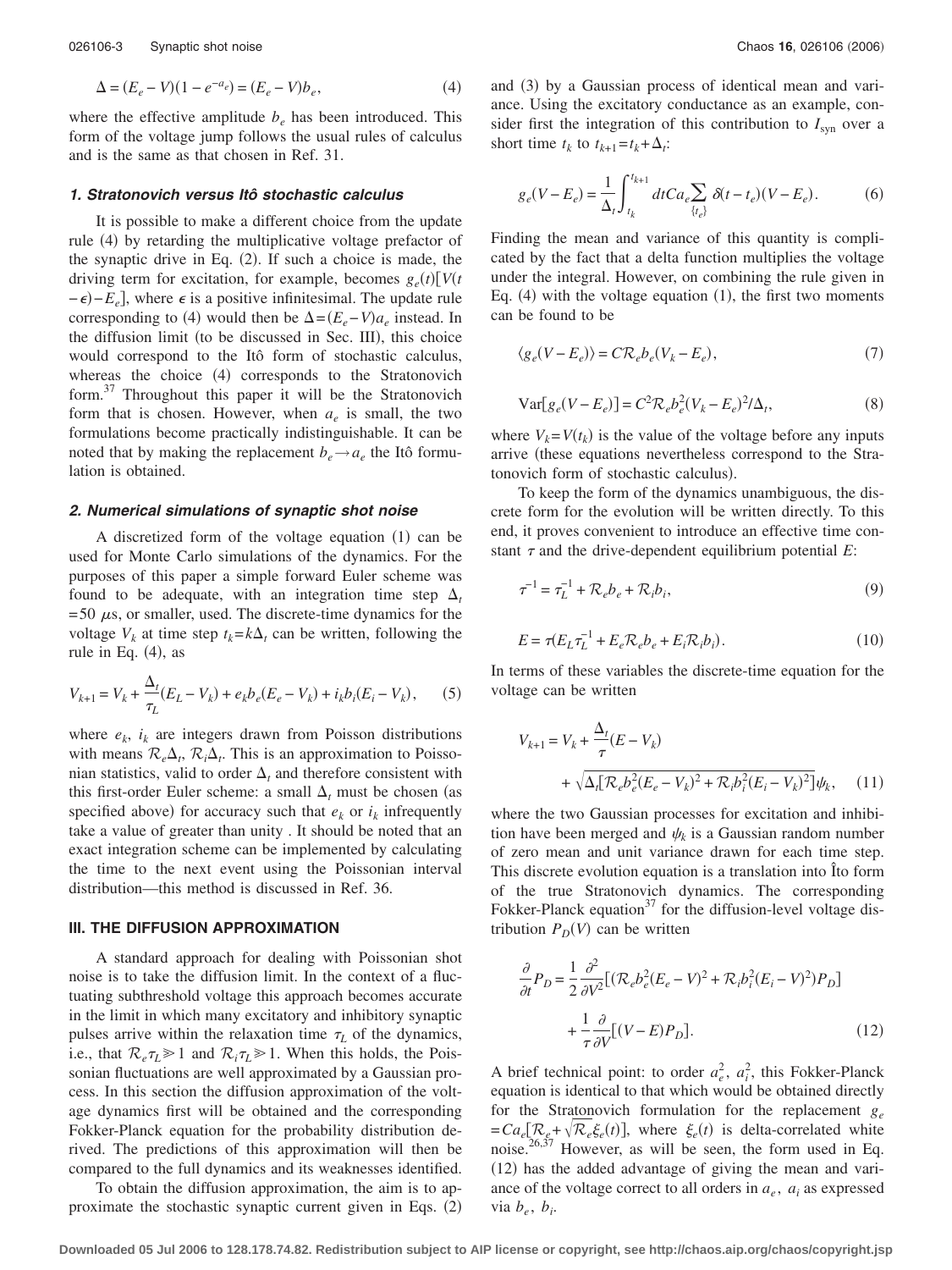$$\Delta = (E_e - V)(1 - e^{-a_e}) = (E_e - V)b_e, \tag{4}$$

where the effective amplitude $b_e$ has been introduced. This form of the voltage jump follows the usual rules of calculus and is the same as that chosen in Ref. 31.

### *1. Stratonovich versus Itô stochastic calculus*

It is possible to make a different choice from the update rule (4) by retarding the multiplicative voltage prefactor of the synaptic drive in Eq. (2). If such a choice is made, the driving term for excitation, for example, becomes $g_e(t)[V(t-\epsilon)-E_e]$, where $\epsilon$ is a positive infinitesimal. The update rule corresponding to (4) would then be $\Delta=(E_e-V)a_e$ instead. In the diffusion limit (to be discussed in Sec. III), this choice would correspond to the Itô form of stochastic calculus, whereas the choice (4) corresponds to the Stratonovich form.[37] Throughout this paper it will be the Stratonovich form that is chosen. However, when $a_e$ is small, the two formulations become practically indistinguishable. It can be noted that by making the replacement $b_e \rightarrow a_e$ the Itô formulation is obtained.

### *2. Numerical simulations of synaptic shot noise*

A discretized form of the voltage equation (1) can be used for Monte Carlo simulations of the dynamics. For the purposes of this paper a simple forward Euler scheme was found to be adequate, with an integration time step $\Delta_t = 50\ \mu$s, or smaller, used. The discrete-time dynamics for the voltage $V_k$ at time step $t_k = k\Delta_t$ can be written, following the rule in Eq. (4), as

$$V_{k+1} = V_k + \frac{\Delta_t}{\tau_L}(E_L - V_k) + e_k b_e(E_e - V_k) + i_k b_i(E_i - V_k), \tag{5}$$

where $e_k$, $i_k$ are integers drawn from Poisson distributions with means $\mathcal{R}_e\Delta_t$, $\mathcal{R}_i\Delta_t$. This is an approximation to Poissonian statistics, valid to order $\Delta_t$ and therefore consistent with this first-order Euler scheme: a small $\Delta_t$ must be chosen (as specified above) for accuracy such that $e_k$ or $i_k$ infrequently take a value of greater than unity . It should be noted that an exact integration scheme can be implemented by calculating the time to the next event using the Poissonian interval distribution—this method is discussed in Ref. 36.

## III. THE DIFFUSION APPROXIMATION

A standard approach for dealing with Poissonian shot noise is to take the diffusion limit. In the context of a fluctuating subthreshold voltage this approach becomes accurate in the limit in which many excitatory and inhibitory synaptic pulses arrive within the relaxation time $\tau_L$ of the dynamics, i.e., that $\mathcal{R}_e\tau_L \gg 1$ and $\mathcal{R}_i\tau_L \gg 1$. When this holds, the Poissonian fluctuations are well approximated by a Gaussian process. In this section the diffusion approximation of the voltage dynamics first will be obtained and the corresponding Fokker-Planck equation for the probability distribution derived. The predictions of this approximation will then be compared to the full dynamics and its weaknesses identified.

To obtain the diffusion approximation, the aim is to approximate the stochastic synaptic current given in Eqs. (2) and (3) by a Gaussian process of identical mean and variance. Using the excitatory conductance as an example, consider first the integration of this contribution to $I_{\text{syn}}$ over a short time $t_k$ to $t_{k+1} = t_k + \Delta_t$:

$$g_e(V - E_e) = \frac{1}{\Delta_t}\int_{t_k}^{t_{k+1}} dt C a_e \sum_{\{t_e\}} \delta(t - t_e)(V - E_e). \tag{6}$$

Finding the mean and variance of this quantity is complicated by the fact that a delta function multiplies the voltage under the integral. However, on combining the rule given in Eq. (4) with the voltage equation (1), the first two moments can be found to be

$$\langle g_e(V - E_e)\rangle = C\mathcal{R}_e b_e(V_k - E_e), \tag{7}$$

$$\text{Var}[g_e(V - E_e)] = C^2\mathcal{R}_e b_e^2(V_k - E_e)^2/\Delta_t, \tag{8}$$

where $V_k = V(t_k)$ is the value of the voltage before any inputs arrive (these equations nevertheless correspond to the Stratonovich form of stochastic calculus).

To keep the form of the dynamics unambiguous, the discrete form for the evolution will be written directly. To this end, it proves convenient to introduce an effective time constant $\tau$ and the drive-dependent equilibrium potential $E$:

$$\tau^{-1} = \tau_L^{-1} + \mathcal{R}_e b_e + \mathcal{R}_i b_i, \tag{9}$$

$$E = \tau(E_L\tau_L^{-1} + E_e\mathcal{R}_e b_e + E_i\mathcal{R}_i b_i). \tag{10}$$

In terms of these variables the discrete-time equation for the voltage can be written

$$V_{k+1} = V_k + \frac{\Delta_t}{\tau}(E - V_k) + \sqrt{\Delta_t[\mathcal{R}_e b_e^2(E_e - V_k)^2 + \mathcal{R}_i b_i^2(E_i - V_k)^2]}\,\psi_k, \tag{11}$$

where the two Gaussian processes for excitation and inhibition have been merged and $\psi_k$ is a Gaussian random number of zero mean and unit variance drawn for each time step. This discrete evolution equation is a translation into Îto form of the true Stratonovich dynamics. The corresponding Fokker-Planck equation[37] for the diffusion-level voltage distribution $P_D(V)$ can be written

$$\frac{\partial}{\partial t}P_D = \frac{1}{2}\frac{\partial^2}{\partial V^2}[(\mathcal{R}_e b_e^2(E_e - V)^2 + \mathcal{R}_i b_i^2(E_i - V)^2)P_D] + \frac{1}{\tau}\frac{\partial}{\partial V}[(V - E)P_D]. \tag{12}$$

A brief technical point: to order $a_e^2$, $a_i^2$, this Fokker-Planck equation is identical to that which would be obtained directly for the Stratonovich formulation for the replacement $g_e = Ca_e[\mathcal{R}_e + \sqrt{\mathcal{R}_e}\xi_e(t)]$, where $\xi_e(t)$ is delta-correlated white noise.[26,37] However, as will be seen, the form used in Eq. (12) has the added advantage of giving the mean and variance of the voltage correct to all orders in $a_e$, $a_i$ as expressed via $b_e$, $b_i$.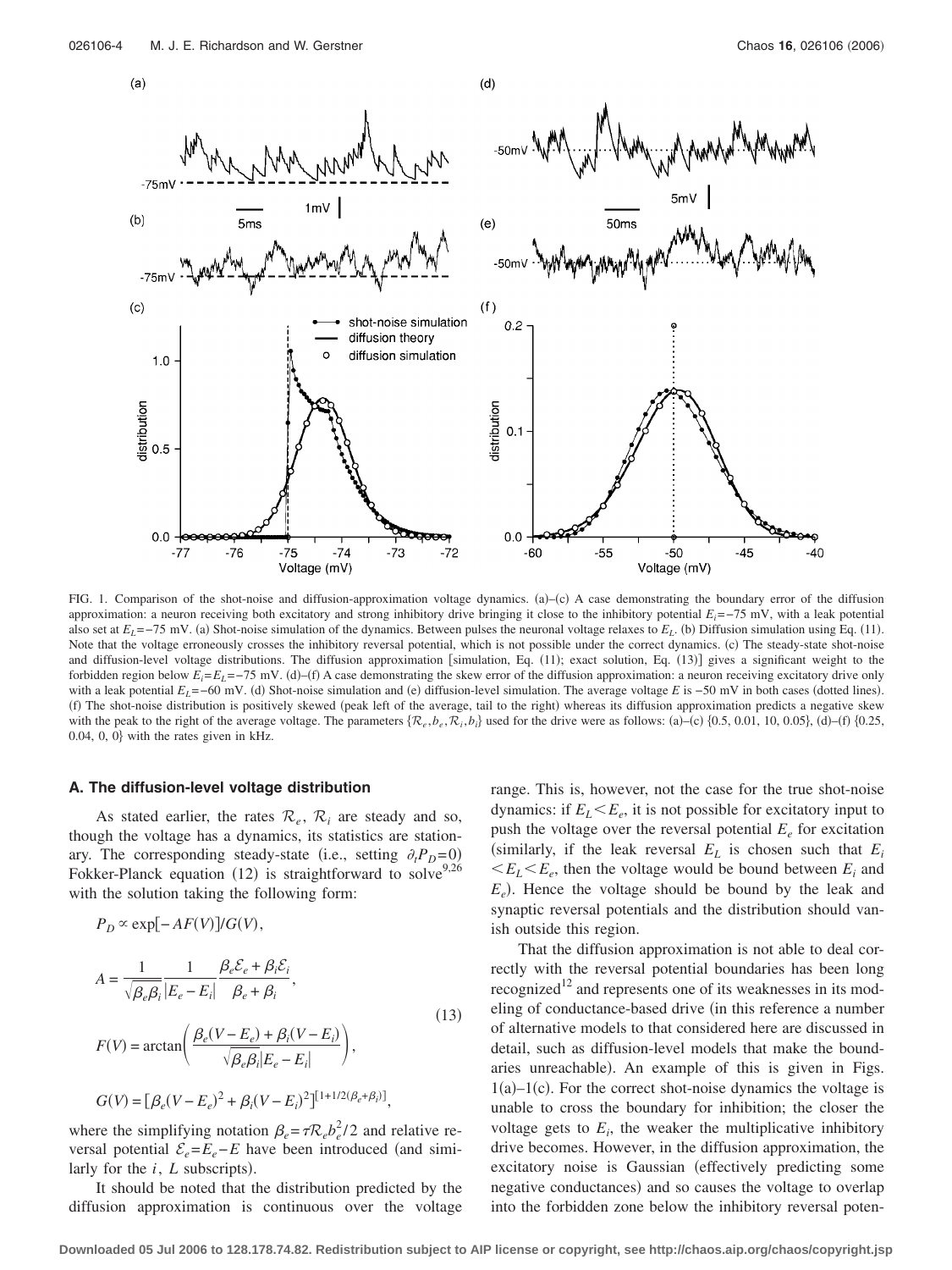FIG. 1. Comparison of the shot-noise and diffusion-approximation voltage dynamics. (a)–(c) A case demonstrating the boundary error of the diffusion approximation: a neuron receiving both excitatory and strong inhibitory drive bringing it close to the inhibitory potential $E_i=-75$ mV, with a leak potential also set at $E_L=-75$ mV. (a) Shot-noise simulation of the dynamics. Between pulses the neuronal voltage relaxes to $E_L$. (b) Diffusion simulation using Eq. (11). Note that the voltage erroneously crosses the inhibitory reversal potential, which is not possible under the correct dynamics. (c) The steady-state shot-noise and diffusion-level voltage distributions. The diffusion approximation [simulation, Eq. (11); exact solution, Eq. (13)] gives a significant weight to the forbidden region below $E_i=E_L=-75$ mV. (d)–(f) A case demonstrating the skew error of the diffusion approximation: a neuron receiving excitatory drive only with a leak potential $E_L=-60$ mV. (d) Shot-noise simulation and (e) diffusion-level simulation. The average voltage $E$ is $-50$ mV in both cases (dotted lines). (f) The shot-noise distribution is positively skewed (peak left of the average, tail to the right) whereas its diffusion approximation predicts a negative skew with the peak to the right of the average voltage. The parameters $\{\mathcal{R}_e, b_e, \mathcal{R}_i, b_i\}$ used for the drive were as follows: (a)–(c) {0.5, 0.01, 10, 0.05}, (d)–(f) {0.25, 0.04, 0, 0} with the rates given in kHz.

### A. The diffusion-level voltage distribution

As stated earlier, the rates $\mathcal{R}_e$, $\mathcal{R}_i$ are steady and so, though the voltage has a dynamics, its statistics are stationary. The corresponding steady-state (i.e., setting $\partial_t P_D=0$) Fokker-Planck equation (12) is straightforward to solve[9,26] with the solution taking the following form:

$$P_D \propto \exp[-AF(V)]/G(V),$$

$$A = \frac{1}{\sqrt{\beta_e\beta_i}}\frac{1}{|E_e-E_i|}\frac{\beta_e\mathcal{E}_e+\beta_i\mathcal{E}_i}{\beta_e+\beta_i},$$

$$F(V) = \arctan\left(\frac{\beta_e(V-E_e)+\beta_i(V-E_i)}{\sqrt{\beta_e\beta_i}|E_e-E_i|}\right), \tag{13}$$

$$G(V) = [\beta_e(V-E_e)^2+\beta_i(V-E_i)^2]^{[1+1/2(\beta_e+\beta_i)]},$$

where the simplifying notation $\beta_e=\tau\mathcal{R}_e b_e^2/2$ and relative reversal potential $\mathcal{E}_e=E_e-E$ have been introduced (and similarly for the $i$, $L$ subscripts).

It should be noted that the distribution predicted by the diffusion approximation is continuous over the voltage range. This is, however, not the case for the true shot-noise dynamics: if $E_L<E_e$, it is not possible for excitatory input to push the voltage over the reversal potential $E_e$ for excitation (similarly, if the leak reversal $E_L$ is chosen such that $E_i<E_L<E_e$, then the voltage would be bound between $E_i$ and $E_e$). Hence the voltage should be bound by the leak and synaptic reversal potentials and the distribution should vanish outside this region.

That the diffusion approximation is not able to deal correctly with the reversal potential boundaries has been long recognized[12] and represents one of its weaknesses in its modeling of conductance-based drive (in this reference a number of alternative models to that considered here are discussed in detail, such as diffusion-level models that make the boundaries unreachable). An example of this is given in Figs. 1(a)–1(c). For the correct shot-noise dynamics the voltage is unable to cross the boundary for inhibition; the closer the voltage gets to $E_i$, the weaker the multiplicative inhibitory drive becomes. However, in the diffusion approximation, the excitatory noise is Gaussian (effectively predicting some negative conductances) and so causes the voltage to overlap into the forbidden zone below the inhibitory reversal poten-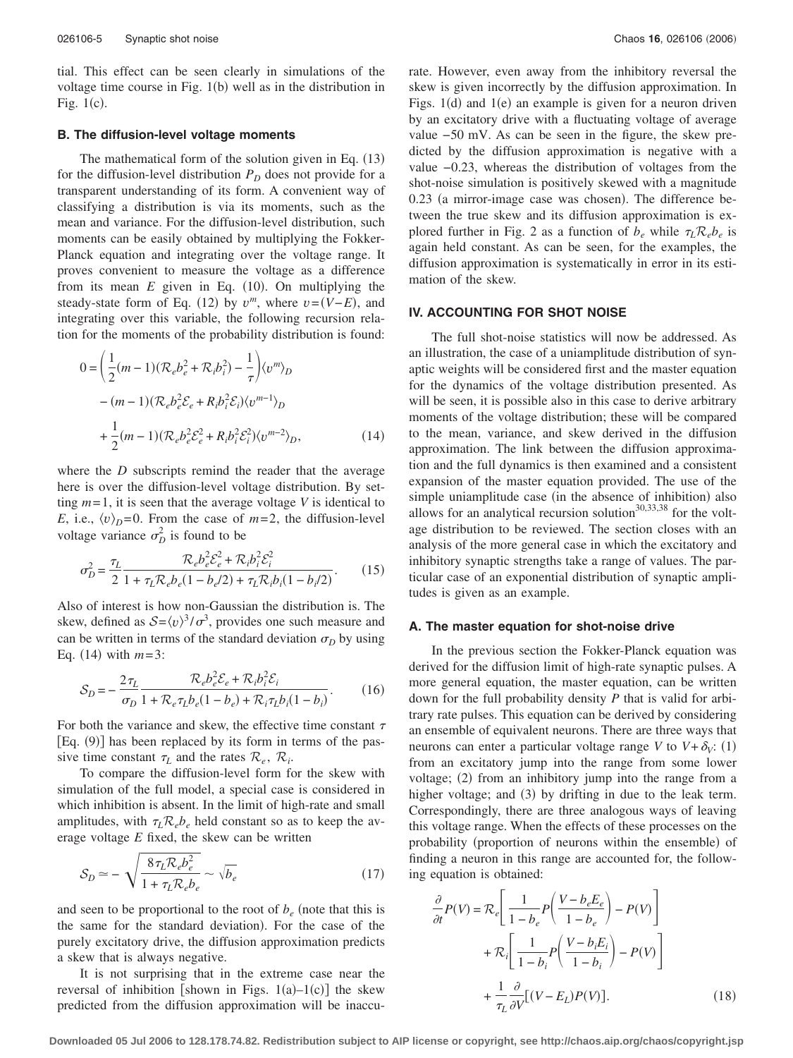tial. This effect can be seen clearly in simulations of the voltage time course in Fig. 1(b) well as in the distribution in Fig. 1(c).

### B. The diffusion-level voltage moments

The mathematical form of the solution given in Eq. (13) for the diffusion-level distribution $P_D$ does not provide for a transparent understanding of its form. A convenient way of classifying a distribution is via its moments, such as the mean and variance. For the diffusion-level distribution, such moments can be easily obtained by multiplying the Fokker-Planck equation and integrating over the voltage range. It proves convenient to measure the voltage as a difference from its mean $E$ given in Eq. (10). On multiplying the steady-state form of Eq. (12) by $v^m$, where $v=(V-E)$, and integrating over this variable, the following recursion relation for the moments of the probability distribution is found:

$$0=\left(\frac{1}{2}(m-1)(\mathcal{R}_e b_e^2+\mathcal{R}_i b_i^2)-\frac{1}{\tau}\right)\langle v^m\rangle_D - (m-1)(\mathcal{R}_e b_e^2\mathcal{E}_e+R_i b_i^2\mathcal{E}_i)\langle v^{m-1}\rangle_D + \frac{1}{2}(m-1)(\mathcal{R}_e b_e^2\mathcal{E}_e^2+R_i b_i^2\mathcal{E}_i^2)\langle v^{m-2}\rangle_D, \quad (14)$$

where the $D$ subscripts remind the reader that the average here is over the diffusion-level voltage distribution. By setting $m=1$, it is seen that the average voltage $V$ is identical to $E$, i.e., $\langle v\rangle_D=0$. From the case of $m=2$, the diffusion-level voltage variance $\sigma_D^2$ is found to be

$$\sigma_D^2=\frac{\tau_L}{2}\frac{\mathcal{R}_e b_e^2\mathcal{E}_e^2+\mathcal{R}_i b_i^2\mathcal{E}_i^2}{1+\tau_L\mathcal{R}_e b_e(1-b_e/2)+\tau_L\mathcal{R}_i b_i(1-b_i/2)}. \quad (15)$$

Also of interest is how non-Gaussian the distribution is. The skew, defined as $\mathcal{S}=\langle v\rangle^3/\sigma^3$, provides one such measure and can be written in terms of the standard deviation $\sigma_D$ by using Eq. (14) with $m=3$:

$$\mathcal{S}_D=-\frac{2\tau_L}{\sigma_D}\frac{\mathcal{R}_e b_e^2\mathcal{E}_e+\mathcal{R}_i b_i^2\mathcal{E}_i}{1+\mathcal{R}_e\tau_L b_e(1-b_e)+\mathcal{R}_i\tau_L b_i(1-b_i)}. \quad (16)$$

For both the variance and skew, the effective time constant $\tau$ [Eq. (9)] has been replaced by its form in terms of the passive time constant $\tau_L$ and the rates $\mathcal{R}_e$, $\mathcal{R}_i$.

To compare the diffusion-level form for the skew with simulation of the full model, a special case is considered in which inhibition is absent. In the limit of high-rate and small amplitudes, with $\tau_L\mathcal{R}_e b_e$ held constant so as to keep the average voltage $E$ fixed, the skew can be written

$$\mathcal{S}_D\simeq-\sqrt{\frac{8\tau_L\mathcal{R}_e b_e^2}{1+\tau_L\mathcal{R}_e b_e}}\sim\sqrt{b_e} \quad (17)$$

and seen to be proportional to the root of $b_e$ (note that this is the same for the standard deviation). For the case of the purely excitatory drive, the diffusion approximation predicts a skew that is always negative.

It is not surprising that in the extreme case near the reversal of inhibition [shown in Figs. 1(a)–1(c)] the skew predicted from the diffusion approximation will be inaccurate. However, even away from the inhibitory reversal the skew is given incorrectly by the diffusion approximation. In Figs. 1(d) and 1(e) an example is given for a neuron driven by an excitatory drive with a fluctuating voltage of average value −50 mV. As can be seen in the figure, the skew predicted by the diffusion approximation is negative with a value −0.23, whereas the distribution of voltages from the shot-noise simulation is positively skewed with a magnitude 0.23 (a mirror-image case was chosen). The difference between the true skew and its diffusion approximation is explored further in Fig. 2 as a function of $b_e$ while $\tau_L\mathcal{R}_e b_e$ is again held constant. As can be seen, for the examples, the diffusion approximation is systematically in error in its estimation of the skew.

## IV. ACCOUNTING FOR SHOT NOISE

The full shot-noise statistics will now be addressed. As an illustration, the case of a uniamplitude distribution of synaptic weights will be considered first and the master equation for the dynamics of the voltage distribution presented. As will be seen, it is possible also in this case to derive arbitrary moments of the voltage distribution; these will be compared to the mean, variance, and skew derived in the diffusion approximation. The link between the diffusion approximation and the full dynamics is then examined and a consistent expansion of the master equation provided. The use of the simple uniamplitude case (in the absence of inhibition) also allows for an analytical recursion solution[30,33,38] for the voltage distribution to be reviewed. The section closes with an analysis of the more general case in which the excitatory and inhibitory synaptic strengths take a range of values. The particular case of an exponential distribution of synaptic amplitudes is given as an example.

### A. The master equation for shot-noise drive

In the previous section the Fokker-Planck equation was derived for the diffusion limit of high-rate synaptic pulses. A more general equation, the master equation, can be written down for the full probability density $P$ that is valid for arbitrary rate pulses. This equation can be derived by considering an ensemble of equivalent neurons. There are three ways that neurons can enter a particular voltage range $V$ to $V+\delta_V$: (1) from an excitatory jump into the range from some lower voltage; (2) from an inhibitory jump into the range from a higher voltage; and (3) by drifting in due to the leak term. Correspondingly, there are three analogous ways of leaving this voltage range. When the effects of these processes on the probability (proportion of neurons within the ensemble) of finding a neuron in this range are accounted for, the following equation is obtained:

$$\frac{\partial}{\partial t}P(V)=\mathcal{R}_e\left[\frac{1}{1-b_e}P\left(\frac{V-b_eE_e}{1-b_e}\right)-P(V)\right]+\mathcal{R}_i\left[\frac{1}{1-b_i}P\left(\frac{V-b_iE_i}{1-b_i}\right)-P(V)\right]+\frac{1}{\tau_L}\frac{\partial}{\partial V}[(V-E_L)P(V)]. \quad (18)$$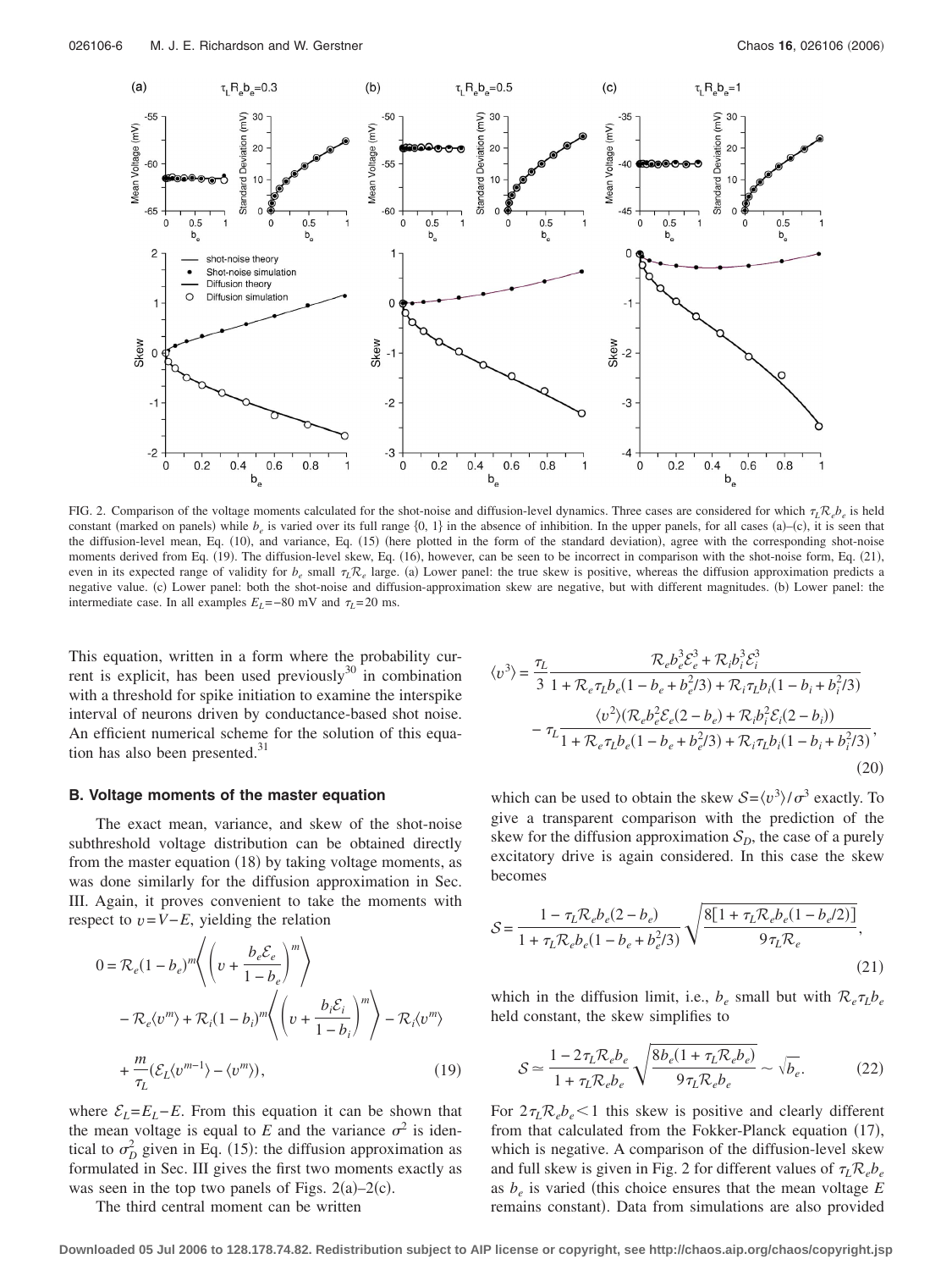FIG. 2. Comparison of the voltage moments calculated for the shot-noise and diffusion-level dynamics. Three cases are considered for which $\tau_L \mathcal{R}_e b_e$ is held constant (marked on panels) while $b_e$ is varied over its full range {0, 1} in the absence of inhibition. In the upper panels, for all cases (a)–(c), it is seen that the diffusion-level mean, Eq. (10), and variance, Eq. (15) (here plotted in the form of the standard deviation), agree with the corresponding shot-noise moments derived from Eq. (19). The diffusion-level skew, Eq. (16), however, can be seen to be incorrect in comparison with the shot-noise form, Eq. (21), even in its expected range of validity for $b_e$ small $\tau_L \mathcal{R}_e$ large. (a) Lower panel: the true skew is positive, whereas the diffusion approximation predicts a negative value. (c) Lower panel: both the shot-noise and diffusion-approximation skew are negative, but with different magnitudes. (b) Lower panel: the intermediate case. In all examples $E_L = -80$ mV and $\tau_L = 20$ ms.

This equation, written in a form where the probability current is explicit, has been used previously[30] in combination with a threshold for spike initiation to examine the interspike interval of neurons driven by conductance-based shot noise. An efficient numerical scheme for the solution of this equation has also been presented.[31]

### B. Voltage moments of the master equation

The exact mean, variance, and skew of the shot-noise subthreshold voltage distribution can be obtained directly from the master equation (18) by taking voltage moments, as was done similarly for the diffusion approximation in Sec. III. Again, it proves convenient to take the moments with respect to $v = V - E$, yielding the relation

$$0 = \mathcal{R}_e (1-b_e)^m \left\langle \left( v + \frac{b_e \mathcal{E}_e}{1-b_e} \right)^m \right\rangle - \mathcal{R}_e \langle v^m \rangle + \mathcal{R}_i (1-b_i)^m \left\langle \left( v + \frac{b_i \mathcal{E}_i}{1-b_i} \right)^m \right\rangle - \mathcal{R}_i \langle v^m \rangle + \frac{m}{\tau_L} (\mathcal{E}_L \langle v^{m-1} \rangle - \langle v^m \rangle), \tag{19}$$

where $\mathcal{E}_L = E_L - E$. From this equation it can be shown that the mean voltage is equal to $E$ and the variance $\sigma^2$ is identical to $\sigma_D^2$ given in Eq. (15): the diffusion approximation as formulated in Sec. III gives the first two moments exactly as was seen in the top two panels of Figs. 2(a)–2(c).

The third central moment can be written

$$\langle v^3 \rangle = \frac{\tau_L}{3} \frac{\mathcal{R}_e b_e^3 \mathcal{E}_e^3 + \mathcal{R}_i b_i^3 \mathcal{E}_i^3}{1 + \mathcal{R}_e \tau_L b_e (1 - b_e + b_e^2/3) + \mathcal{R}_i \tau_L b_i (1 - b_i + b_i^2/3)} - \tau_L \frac{\langle v^2 \rangle (\mathcal{R}_e b_e^2 \mathcal{E}_e (2-b_e) + \mathcal{R}_i b_i^2 \mathcal{E}_i (2-b_i))}{1 + \mathcal{R}_e \tau_L b_e (1 - b_e + b_e^2/3) + \mathcal{R}_i \tau_L b_i (1 - b_i + b_i^2/3)}, \tag{20}$$

which can be used to obtain the skew $\mathcal{S} = \langle v^3 \rangle / \sigma^3$ exactly. To give a transparent comparison with the prediction of the skew for the diffusion approximation $\mathcal{S}_D$, the case of a purely excitatory drive is again considered. In this case the skew becomes

$$\mathcal{S} = \frac{1 - \tau_L \mathcal{R}_e b_e (2 - b_e)}{1 + \tau_L \mathcal{R}_e b_e (1 - b_e + b_e^2/3)} \sqrt{\frac{8[1 + \tau_L \mathcal{R}_e b_e (1 - b_e/2)]}{9 \tau_L \mathcal{R}_e}}, \tag{21}$$

which in the diffusion limit, i.e., $b_e$ small but with $\mathcal{R}_e \tau_L b_e$ held constant, the skew simplifies to

$$\mathcal{S} \simeq \frac{1 - 2\tau_L \mathcal{R}_e b_e}{1 + \tau_L \mathcal{R}_e b_e} \sqrt{\frac{8 b_e (1 + \tau_L \mathcal{R}_e b_e)}{9 \tau_L \mathcal{R}_e b_e}} \sim \sqrt{b_e}. \tag{22}$$

For $2\tau_L \mathcal{R}_e b_e < 1$ this skew is positive and clearly different from that calculated from the Fokker-Planck equation (17), which is negative. A comparison of the diffusion-level skew and full skew is given in Fig. 2 for different values of $\tau_L \mathcal{R}_e b_e$ as $b_e$ is varied (this choice ensures that the mean voltage $E$ remains constant). Data from simulations are also provided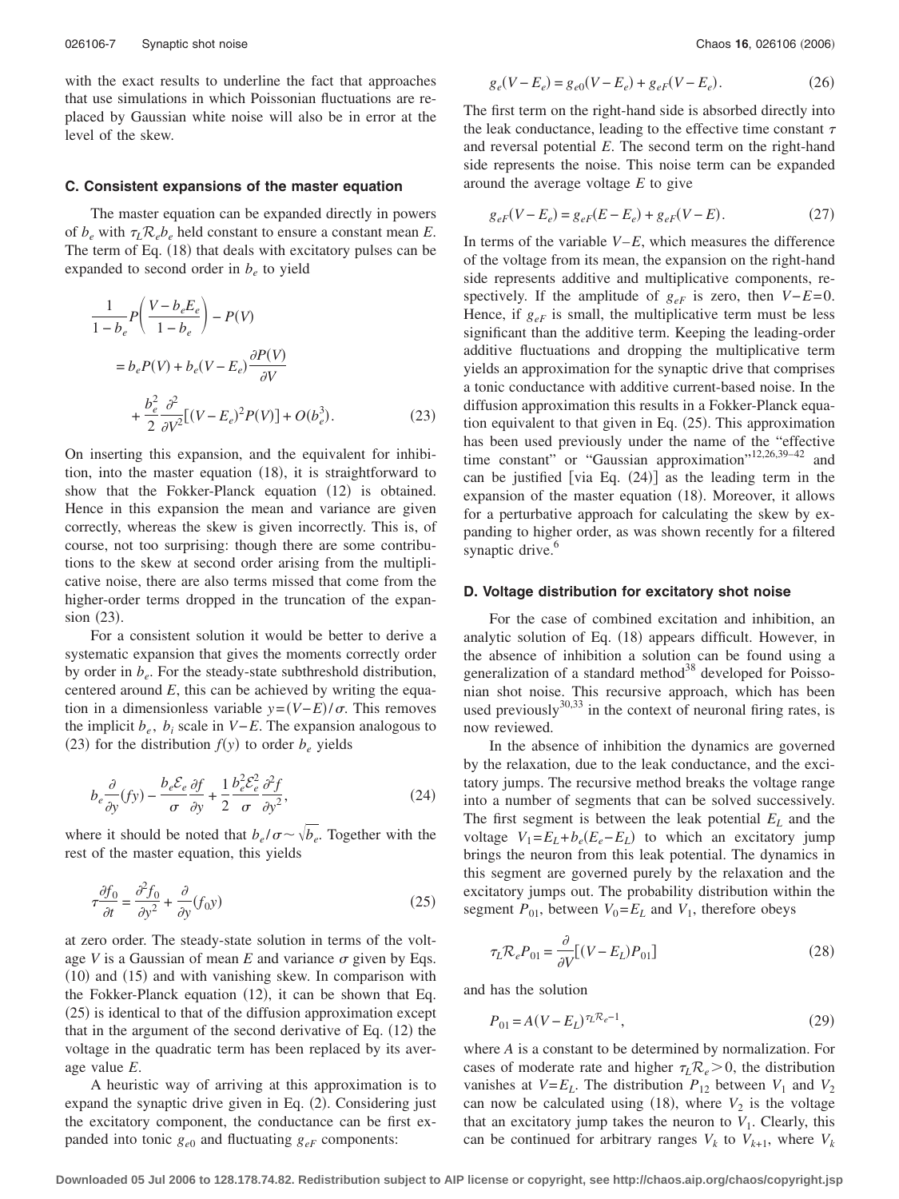with the exact results to underline the fact that approaches that use simulations in which Poissonian fluctuations are replaced by Gaussian white noise will also be in error at the level of the skew.

### C. Consistent expansions of the master equation

The master equation can be expanded directly in powers of $b_e$ with $\tau_L \mathcal{R}_e b_e$ held constant to ensure a constant mean $E$. The term of Eq. (18) that deals with excitatory pulses can be expanded to second order in $b_e$ to yield

$$
\begin{aligned}
&\frac{1}{1-b_e} P\left(\frac{V-b_e E_e}{1-b_e}\right) - P(V) \\
&= b_e P(V) + b_e (V-E_e) \frac{\partial P(V)}{\partial V} \\
&\quad + \frac{b_e^2}{2} \frac{\partial^2}{\partial V^2}\left[(V-E_e)^2 P(V)\right] + O(b_e^3).
\end{aligned} \tag{23}
$$

On inserting this expansion, and the equivalent for inhibition, into the master equation (18), it is straightforward to show that the Fokker-Planck equation (12) is obtained. Hence in this expansion the mean and variance are given correctly, whereas the skew is given incorrectly. This is, of course, not too surprising: though there are some contributions to the skew at second order arising from the multiplicative noise, there are also terms missed that come from the higher-order terms dropped in the truncation of the expansion (23).

For a consistent solution it would be better to derive a systematic expansion that gives the moments correctly order by order in $b_e$. For the steady-state subthreshold distribution, centered around $E$, this can be achieved by writing the equation in a dimensionless variable $y=(V-E)/\sigma$. This removes the implicit $b_e$, $b_i$ scale in $V-E$. The expansion analogous to (23) for the distribution $f(y)$ to order $b_e$ yields

$$
b_e \frac{\partial}{\partial y}(fy) - \frac{b_e \mathcal{E}_e}{\sigma} \frac{\partial f}{\partial y} + \frac{1}{2} \frac{b_e^2 \mathcal{E}_e^2}{\sigma} \frac{\partial^2 f}{\partial y^2}, \tag{24}
$$

where it should be noted that $b_e/\sigma \sim \sqrt{b_e}$. Together with the rest of the master equation, this yields

$$
\tau \frac{\partial f_0}{\partial t} = \frac{\partial^2 f_0}{\partial y^2} + \frac{\partial}{\partial y}(f_0 y) \tag{25}
$$

at zero order. The steady-state solution in terms of the voltage $V$ is a Gaussian of mean $E$ and variance $\sigma$ given by Eqs. (10) and (15) and with vanishing skew. In comparison with the Fokker-Planck equation (12), it can be shown that Eq. (25) is identical to that of the diffusion approximation except that in the argument of the second derivative of Eq. (12) the voltage in the quadratic term has been replaced by its average value $E$.

A heuristic way of arriving at this approximation is to expand the synaptic drive given in Eq. (2). Considering just the excitatory component, the conductance can be first expanded into tonic $g_{e0}$ and fluctuating $g_{eF}$ components:

$$
g_e(V-E_e) = g_{e0}(V-E_e) + g_{eF}(V-E_e). \tag{26}
$$

The first term on the right-hand side is absorbed directly into the leak conductance, leading to the effective time constant $\tau$ and reversal potential $E$. The second term on the right-hand side represents the noise. This noise term can be expanded around the average voltage $E$ to give

$$
g_{eF}(V-E_e) = g_{eF}(E-E_e) + g_{eF}(V-E). \tag{27}
$$

In terms of the variable $V-E$, which measures the difference of the voltage from its mean, the expansion on the right-hand side represents additive and multiplicative components, respectively. If the amplitude of $g_{eF}$ is zero, then $V-E=0$. Hence, if $g_{eF}$ is small, the multiplicative term must be less significant than the additive term. Keeping the leading-order additive fluctuations and dropping the multiplicative term yields an approximation for the synaptic drive that comprises a tonic conductance with additive current-based noise. In the diffusion approximation this results in a Fokker-Planck equation equivalent to that given in Eq. (25). This approximation has been used previously under the name of the "effective time constant" or "Gaussian approximation"[12,26,39–42] and can be justified [via Eq. (24)] as the leading term in the expansion of the master equation (18). Moreover, it allows for a perturbative approach for calculating the skew by expanding to higher order, as was shown recently for a filtered synaptic drive.[6]

### D. Voltage distribution for excitatory shot noise

For the case of combined excitation and inhibition, an analytic solution of Eq. (18) appears difficult. However, in the absence of inhibition a solution can be found using a generalization of a standard method[38] developed for Poissonian shot noise. This recursive approach, which has been used previously[30,33] in the context of neuronal firing rates, is now reviewed.

In the absence of inhibition the dynamics are governed by the relaxation, due to the leak conductance, and the excitatory jumps. The recursive method breaks the voltage range into a number of segments that can be solved successively. The first segment is between the leak potential $E_L$ and the voltage $V_1=E_L+b_e(E_e-E_L)$ to which an excitatory jump brings the neuron from this leak potential. The dynamics in this segment are governed purely by the relaxation and the excitatory jumps out. The probability distribution within the segment $P_{01}$, between $V_0=E_L$ and $V_1$, therefore obeys

$$
\tau_L \mathcal{R}_e P_{01} = \frac{\partial}{\partial V}\left[(V-E_L)P_{01}\right] \tag{28}
$$

and has the solution

$$
P_{01} = A(V-E_L)^{\tau_L \mathcal{R}_e - 1}, \tag{29}
$$

where $A$ is a constant to be determined by normalization. For cases of moderate rate and higher $\tau_L \mathcal{R}_e > 0$, the distribution vanishes at $V=E_L$. The distribution $P_{12}$ between $V_1$ and $V_2$ can now be calculated using (18), where $V_2$ is the voltage that an excitatory jump takes the neuron to $V_1$. Clearly, this can be continued for arbitrary ranges $V_k$ to $V_{k+1}$, where $V_k$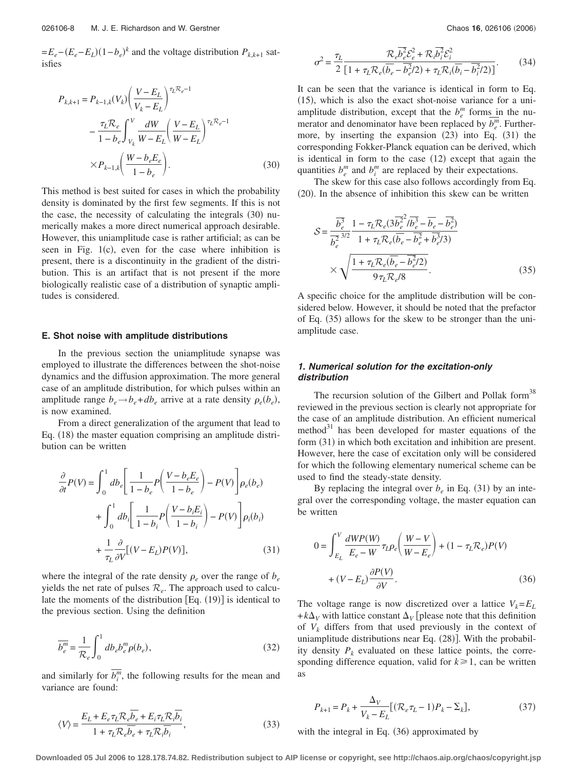$=E_e-(E_e-E_L)(1-b_e)^k$ and the voltage distribution $P_{k,k+1}$ satisfies

$$P_{k,k+1} = P_{k-1,k}(V_k)\left(\frac{V-E_L}{V_k-E_L}\right)^{\tau_L\mathcal{R}_e-1} - \frac{\tau_L\mathcal{R}_e}{1-b_e}\int_{V_k}^{V}\frac{dW}{W-E_L}\left(\frac{V-E_L}{W-E_L}\right)^{\tau_L\mathcal{R}_e-1} \times P_{k-1,k}\left(\frac{W-b_eE_e}{1-b_e}\right). \tag{30}$$

This method is best suited for cases in which the probability density is dominated by the first few segments. If this is not the case, the necessity of calculating the integrals (30) numerically makes a more direct numerical approach desirable. However, this uniamplitude case is rather artificial; as can be seen in Fig. 1(c), even for the case where inhibition is present, there is a discontinuity in the gradient of the distribution. This is an artifact that is not present if the more biologically realistic case of a distribution of synaptic amplitudes is considered.

### E. Shot noise with amplitude distributions

In the previous section the uniamplitude synapse was employed to illustrate the differences between the shot-noise dynamics and the diffusion approximation. The more general case of an amplitude distribution, for which pulses within an amplitude range $b_e \to b_e + db_e$ arrive at a rate density $\rho_e(b_e)$, is now examined.

From a direct generalization of the argument that lead to Eq. (18) the master equation comprising an amplitude distribution can be written

$$\frac{\partial}{\partial t}P(V) = \int_0^1 db_e\left[\frac{1}{1-b_e}P\left(\frac{V-b_eE_e}{1-b_e}\right) - P(V)\right]\rho_e(b_e) + \int_0^1 db_i\left[\frac{1}{1-b_i}P\left(\frac{V-b_iE_i}{1-b_i}\right) - P(V)\right]\rho_i(b_i) + \frac{1}{\tau_L}\frac{\partial}{\partial V}[(V-E_L)P(V)], \tag{31}$$

where the integral of the rate density $\rho_e$ over the range of $b_e$ yields the net rate of pulses $\mathcal{R}_e$. The approach used to calculate the moments of the distribution [Eq. (19)] is identical to the previous section. Using the definition

$$\overline{b_e^m} = \frac{1}{\mathcal{R}_e}\int_0^1 db_e b_e^m \rho(b_e), \tag{32}$$

and similarly for $\overline{b_i^m}$, the following results for the mean and variance are found:

$$\langle V\rangle = \frac{E_L + E_e\tau_L\mathcal{R}_e\overline{b_e} + E_i\tau_L\mathcal{R}_i\overline{b_i}}{1+\tau_L\mathcal{R}_e\overline{b_e}+\tau_L\mathcal{R}_i\overline{b_i}}, \tag{33}$$

$$\sigma^2 = \frac{\tau_L}{2}\frac{\mathcal{R}_e\overline{b_e^2}\mathcal{E}_e^2 + \mathcal{R}_i\overline{b_i^2}\mathcal{E}_i^2}{[1+\tau_L\mathcal{R}_e(\overline{b_e}-\overline{b_e^2}/2)+\tau_L\mathcal{R}_i(\overline{b_i}-\overline{b_i^2}/2)]}. \tag{34}$$

It can be seen that the variance is identical in form to Eq. (15), which is also the exact shot-noise variance for a uniamplitude distribution, except that the $b_e^m$ forms in the numerator and denominator have been replaced by $\overline{b_e^m}$. Furthermore, by inserting the expansion (23) into Eq. (31) the corresponding Fokker-Planck equation can be derived, which is identical in form to the case (12) except that again the quantities $b_e^m$ and $b_i^m$ are replaced by their expectations.

The skew for this case also follows accordingly from Eq. (20). In the absence of inhibition this skew can be written

$$\mathcal{S} = \frac{\overline{b_e^3}}{\overline{b_e^2}^{\,3/2}}\frac{1-\tau_L\mathcal{R}_e(3\overline{b_e^2}^2/\overline{b_e^3}-\overline{b_e}-\overline{b_e^2})}{1+\tau_L\mathcal{R}_e(\overline{b_e}-\overline{b_e^2}+\overline{b_e^3}/3)} \times\sqrt{\frac{1+\tau_L\mathcal{R}_e(\overline{b_e}-\overline{b_e^2}/2)}{9\tau_L\mathcal{R}_e/8}}. \tag{35}$$

A specific choice for the amplitude distribution will be considered below. However, it should be noted that the prefactor of Eq. (35) allows for the skew to be stronger than the uniamplitude case.

#### 1. Numerical solution for the excitation-only distribution

The recursion solution of the Gilbert and Pollak form[38] reviewed in the previous section is clearly not appropriate for the case of an amplitude distribution. An efficient numerical method[31] has been developed for master equations of the form (31) in which both excitation and inhibition are present. However, here the case of excitation only will be considered for which the following elementary numerical scheme can be used to find the steady-state density.

By replacing the integral over $b_e$ in Eq. (31) by an integral over the corresponding voltage, the master equation can be written

$$0 = \int_{E_L}^{V}\frac{dWP(W)}{E_e-W}\tau_L\rho_e\left(\frac{W-V}{W-E_e}\right) + (1-\tau_L\mathcal{R}_e)P(V) + (V-E_L)\frac{\partial P(V)}{\partial V}. \tag{36}$$

The voltage range is now discretized over a lattice $V_k = E_L + k\Delta_V$ with lattice constant $\Delta_V$ [please note that this definition of $V_k$ differs from that used previously in the context of uniamplitude distributions near Eq. (28)]. With the probability density $P_k$ evaluated on these lattice points, the corresponding difference equation, valid for $k \geq 1$, can be written as

$$P_{k+1} = P_k + \frac{\Delta_V}{V_k-E_L}[(\mathcal{R}_e\tau_L - 1)P_k - \Sigma_k], \tag{37}$$

with the integral in Eq. (36) approximated by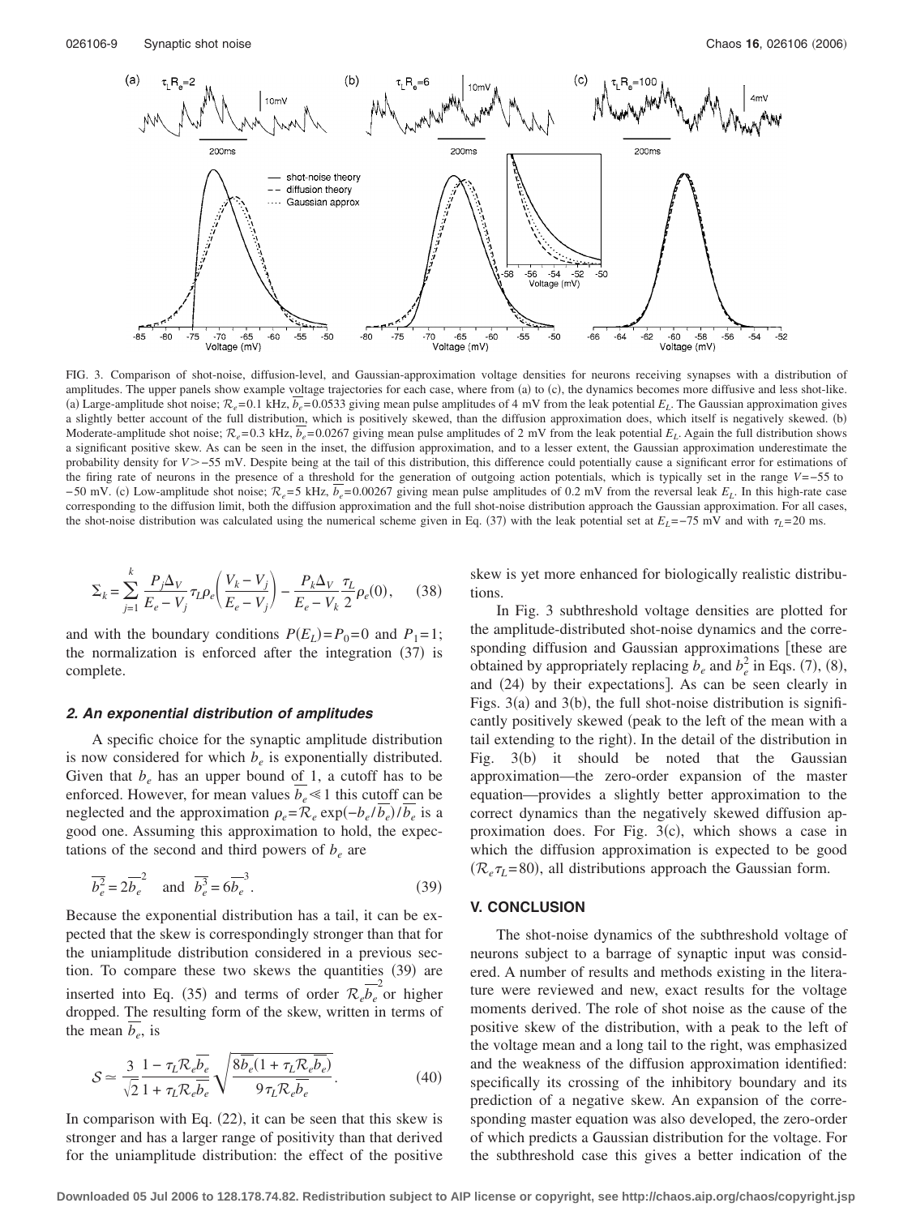FIG. 3. Comparison of shot-noise, diffusion-level, and Gaussian-approximation voltage densities for neurons receiving synapses with a distribution of amplitudes. The upper panels show example voltage trajectories for each case, where from (a) to (c), the dynamics becomes more diffusive and less shot-like. (a) Large-amplitude shot noise; $\mathcal{R}_e=0.1$ kHz, $\overline{b}_e=0.0533$ giving mean pulse amplitudes of 4 mV from the leak potential $E_L$. The Gaussian approximation gives a slightly better account of the full distribution, which is positively skewed, than the diffusion approximation does, which itself is negatively skewed. (b) Moderate-amplitude shot noise; $\mathcal{R}_e=0.3$ kHz, $\overline{b}_e=0.0267$ giving mean pulse amplitudes of 2 mV from the leak potential $E_L$. Again the full distribution shows a significant positive skew. As can be seen in the inset, the diffusion approximation, and to a lesser extent, the Gaussian approximation underestimate the probability density for $V>-55$ mV. Despite being at the tail of this distribution, this difference could potentially cause a significant error for estimations of the firing rate of neurons in the presence of a threshold for the generation of outgoing action potentials, which is typically set in the range $V=-55$ to $-50$ mV. (c) Low-amplitude shot noise; $\mathcal{R}_e=5$ kHz, $\overline{b}_e=0.00267$ giving mean pulse amplitudes of 0.2 mV from the reversal leak $E_L$. In this high-rate case corresponding to the diffusion limit, both the diffusion approximation and the full shot-noise distribution approach the Gaussian approximation. For all cases, the shot-noise distribution was calculated using the numerical scheme given in Eq. (37) with the leak potential set at $E_L=-75$ mV and with $\tau_L=20$ ms.

$$\Sigma_k = \sum_{j=1}^{k} \frac{P_j \Delta_V}{E_e - V_j} \tau_L \rho_e\left(\frac{V_k - V_j}{E_e - V_j}\right) - \frac{P_k \Delta_V}{E_e - V_k} \frac{\tau_L}{2} \rho_e(0), \qquad (38)$$

and with the boundary conditions $P(E_L)=P_0=0$ and $P_1=1$; the normalization is enforced after the integration (37) is complete.

### 2. An exponential distribution of amplitudes

A specific choice for the synaptic amplitude distribution is now considered for which $b_e$ is exponentially distributed. Given that $b_e$ has an upper bound of 1, a cutoff has to be enforced. However, for mean values $\overline{b}_e \ll 1$ this cutoff can be neglected and the approximation $\rho_e = \mathcal{R}_e \exp(-b_e/\overline{b}_e)/\overline{b}_e$ is a good one. Assuming this approximation to hold, the expectations of the second and third powers of $b_e$ are

$$\overline{b_e^2} = 2\overline{b}_e^{\,2} \quad \text{and} \quad \overline{b_e^3} = 6\overline{b}_e^{\,3}. \qquad (39)$$

Because the exponential distribution has a tail, it can be expected that the skew is correspondingly stronger than that for the uniamplitude distribution considered in a previous section. To compare these two skews the quantities (39) are inserted into Eq. (35) and terms of order $\mathcal{R}_e \overline{b}_e^{\,2}$ or higher dropped. The resulting form of the skew, written in terms of the mean $\overline{b}_e$, is

$$\mathcal{S} \simeq \frac{3}{\sqrt{2}} \frac{1 - \tau_L \mathcal{R}_e \overline{b}_e}{1 + \tau_L \mathcal{R}_e \overline{b}_e} \sqrt{\frac{8\overline{b}_e(1 + \tau_L \mathcal{R}_e \overline{b}_e)}{9\tau_L \mathcal{R}_e \overline{b}_e}}. \qquad (40)$$

In comparison with Eq. (22), it can be seen that this skew is stronger and has a larger range of positivity than that derived for the uniamplitude distribution: the effect of the positive skew is yet more enhanced for biologically realistic distributions.

In Fig. 3 subthreshold voltage densities are plotted for the amplitude-distributed shot-noise dynamics and the corresponding diffusion and Gaussian approximations [these are obtained by appropriately replacing $b_e$ and $b_e^2$ in Eqs. (7), (8), and (24) by their expectations]. As can be seen clearly in Figs. 3(a) and 3(b), the full shot-noise distribution is significantly positively skewed (peak to the left of the mean with a tail extending to the right). In the detail of the distribution in Fig. 3(b) it should be noted that the Gaussian approximation—the zero-order expansion of the master equation—provides a slightly better approximation to the correct dynamics than the negatively skewed diffusion approximation does. For Fig. 3(c), which shows a case in which the diffusion approximation is expected to be good ($\mathcal{R}_e \tau_L = 80$), all distributions approach the Gaussian form.

## V. CONCLUSION

The shot-noise dynamics of the subthreshold voltage of neurons subject to a barrage of synaptic input was considered. A number of results and methods existing in the literature were reviewed and new, exact results for the voltage moments derived. The role of shot noise as the cause of the positive skew of the distribution, with a peak to the left of the voltage mean and a long tail to the right, was emphasized and the weakness of the diffusion approximation identified: specifically its crossing of the inhibitory boundary and its prediction of a negative skew. An expansion of the corresponding master equation was also developed, the zero-order of which predicts a Gaussian distribution for the voltage. For the subthreshold case this gives a better indication of the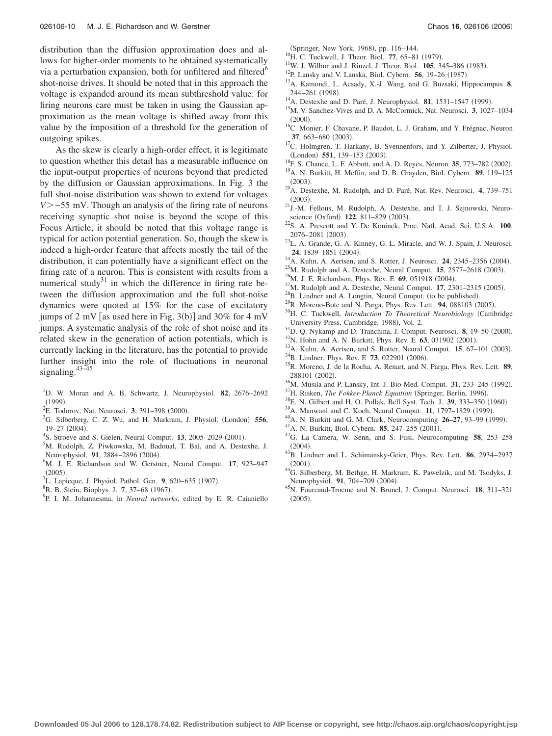distribution than the diffusion approximation does and allows for higher-order moments to be obtained systematically via a perturbation expansion, both for unfiltered and filtered[6] shot-noise drives. It should be noted that in this approach the voltage is expanded around its mean subthreshold value: for firing neurons care must be taken in using the Gaussian approximation as the mean voltage is shifted away from this value by the imposition of a threshold for the generation of outgoing spikes.

As the skew is clearly a high-order effect, it is legitimate to question whether this detail has a measurable influence on the input-output properties of neurons beyond that predicted by the diffusion or Gaussian approximations. In Fig. 3 the full shot-noise distribution was shown to extend for voltages $V > -55$ mV. Though an analysis of the firing rate of neurons receiving synaptic shot noise is beyond the scope of this Focus Article, it should be noted that this voltage range is typical for action potential generation. So, though the skew is indeed a high-order feature that affects mostly the tail of the distribution, it can potentially have a significant effect on the firing rate of a neuron. This is consistent with results from a numerical study[31] in which the difference in firing rate between the diffusion approximation and the full shot-noise dynamics were quoted at 15% for the case of excitatory jumps of 2 mV [as used here in Fig. 3(b)] and 30% for 4 mV jumps. A systematic analysis of the role of shot noise and its related skew in the generation of action potentials, which is currently lacking in the literature, has the potential to provide further insight into the role of fluctuations in neuronal signaling.[43–45]

[1] D. W. Moran and A. B. Schwartz, J. Neurophysiol. **82**, 2676–2692 (1999).
[2] E. Todorov, Nat. Neurosci. **3**, 391–398 (2000).
[3] G. Silberberg, C. Z. Wu, and H. Markram, J. Physiol. (London) **556**, 19–27 (2004).
[4] S. Stroeve and S. Gielen, Neural Comput. **13**, 2005–2029 (2001).
[5] M. Rudolph, Z. Piwkowska, M. Badoual, T. Bal, and A. Destexhe, J. Neurophysiol. **91**, 2884–2896 (2004).
[6] M. J. E. Richardson and W. Gerstner, Neural Comput. **17**, 923–947 (2005).
[7] L. Lapicque, J. Physiol. Pathol. Gen. **9**, 620–635 (1907).
[8] R. B. Stein, Biophys. J. **7**, 37–68 (1967).
[9] P. I. M. Johannesma, in *Neural networks*, edited by E. R. Caianiello (Springer, New York, 1968), pp. 116–144.
[10] H. C. Tuckwell, J. Theor. Biol. **77**, 65–81 (1979).
[11] W. J. Wilbur and J. Rinzel, J. Theor. Biol. **105**, 345–386 (1983).
[12] P. Lansky and V. Lanska, Biol. Cybern. **56**, 19–26 (1987).
[13] A. Kamondi, L. Acsady, X.-J. Wang, and G. Buzsaki, Hippocampus **8**, 244–261 (1998).
[14] A. Destexhe and D. Paré, J. Neurophysiol. **81**, 1531–1547 (1999).
[15] M. V. Sanchez-Vives and D. A. McCormick, Nat. Neurosci. **3**, 1027–1034 (2000).
[16] C. Monier, F. Chavane, P. Baudot, L. J. Graham, and Y. Frégnac, Neuron **37**, 663–680 (2003).
[17] C. Holmgren, T. Harkany, B. Svennenfors, and Y. Zilberter, J. Physiol. (London) **551**, 139–153 (2003).
[18] F. S. Chance, L. F. Abbott, and A. D. Reyes, Neuron **35**, 773–782 (2002).
[19] A. N. Burkitt, H. Meffin, and D. B. Grayden, Biol. Cybern. **89**, 119–125 (2003).
[20] A. Destexhe, M. Rudolph, and D. Paré, Nat. Rev. Neurosci. **4**, 739–751 (2003).
[21] J.-M. Fellous, M. Rudolph, A. Destexhe, and T. J. Sejnowski, Neuroscience (Oxford) **122**, 811–829 (2003).
[22] S. A. Prescott and Y. De Koninck, Proc. Natl. Acad. Sci. U.S.A. **100**, 2076–2081 (2003).
[23] L. A. Grande, G. A. Kinney, G. L. Miracle, and W. J. Spain, J. Neurosci. **24**, 1839–1851 (2004).
[24] A. Kuhn, A. Aertsen, and S. Rotter, J. Neurosci. **24**, 2345–2356 (2004).
[25] M. Rudolph and A. Destexhe, Neural Comput. **15**, 2577–2618 (2003).
[26] M. J. E. Richardson, Phys. Rev. E **69**, 051918 (2004).
[27] M. Rudolph and A. Destexhe, Neural Comput. **17**, 2301–2315 (2005).
[28] B. Lindner and A. Longtin, Neural Comput. (to be published).
[29] R. Moreno-Bote and N. Parga, Phys. Rev. Lett. **94**, 088103 (2005).
[30] H. C. Tuckwell, *Introduction To Theoretical Neurobiology* (Cambridge University Press, Cambridge, 1988), Vol. 2.
[31] D. Q. Nykamp and D. Tranchina, J. Comput. Neurosci. **8**, 19–50 (2000).
[32] N. Hohn and A. N. Burkitt, Phys. Rev. E **63**, 031902 (2001).
[33] A. Kuhn, A. Aertsen, and S. Rotter, Neural Comput. **15**, 67–101 (2003).
[34] B. Lindner, Phys. Rev. E **73**, 022901 (2006).
[35] R. Moreno, J. de la Rocha, A. Renart, and N. Parga, Phys. Rev. Lett. **89**, 288101 (2002).
[36] M. Musila and P. Lansky, Int. J. Bio-Med. Comput. **31**, 233–245 (1992).
[37] H. Risken, *The Fokker-Planck Equation* (Springer, Berlin, 1996).
[38] E. N. Gilbert and H. O. Pollak, Bell Syst. Tech. J. **39**, 333–350 (1960).
[39] A. Manwani and C. Koch, Neural Comput. **11**, 1797–1829 (1999).
[40] A. N. Burkitt and G. M. Clark, Neurocomputing **26–27**, 93–99 (1999).
[41] A. N. Burkitt, Biol. Cybern. **85**, 247–255 (2001).
[42] G. La Camera, W. Senn, and S. Fusi, Neurocomputing **58**, 253–258 (2004).
[43] B. Lindner and L. Schimansky-Geier, Phys. Rev. Lett. **86**, 2934–2937 (2001).
[44] G. Silberberg, M. Bethge, H. Markram, K. Pawelzik, and M. Tsodyks, J. Neurophysiol. **91**, 704–709 (2004).
[45] N. Fourcaud-Trocme and N. Brunel, J. Comput. Neurosci. **18**, 311–321 (2005).